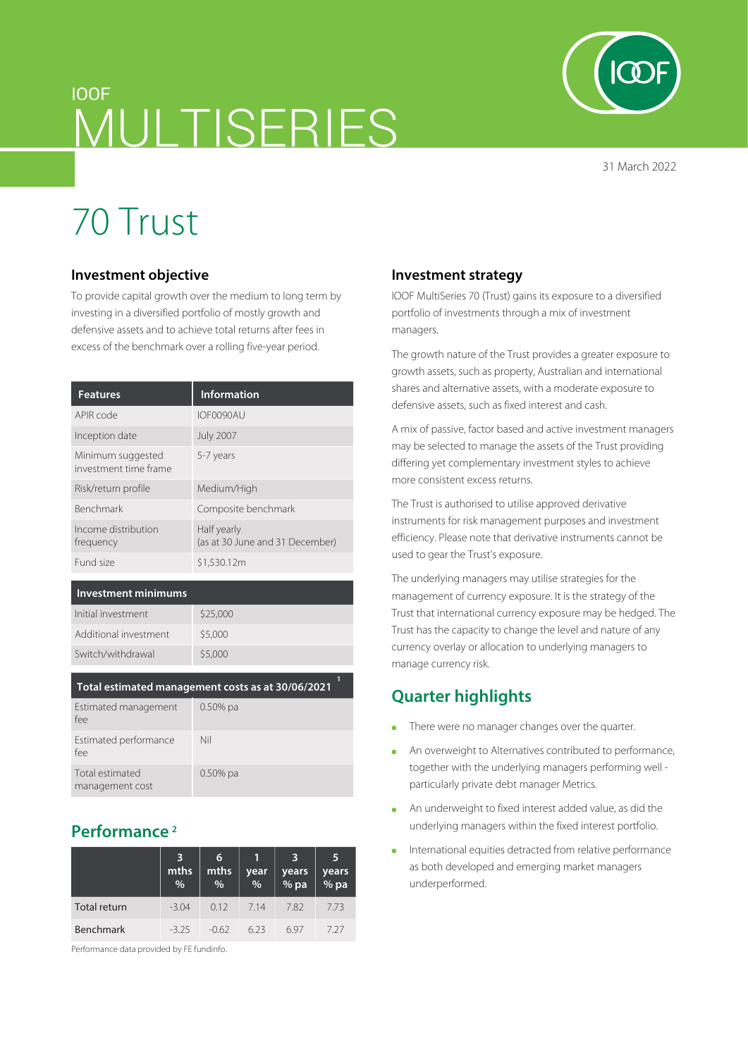IOOF

# MULTISERIES

31 March 2022

# 70 Trust

## Investment objective

To provide capital growth over the medium to long term by investing in a diversified portfolio of mostly growth and defensive assets and to achieve total returns after fees in excess of the benchmark over a rolling five-year period.

| Features | Information |
|---|---|
| APIR code | IOF0090AU |
| Inception date | July 2007 |
| Minimum suggested investment time frame | 5-7 years |
| Risk/return profile | Medium/High |
| Benchmark | Composite benchmark |
| Income distribution frequency | Half yearly (as at 30 June and 31 December) |
| Fund size | $1,530.12m |

| Investment minimums | |
|---|---|
| Initial investment | $25,000 |
| Additional investment | $5,000 |
| Switch/withdrawal | $5,000 |

| Total estimated management costs as at 30/06/2021 [1] | |
|---|---|
| Estimated management fee | 0.50% pa |
| Estimated performance fee | Nil |
| Total estimated management cost | 0.50% pa |

## Performance [2]

| | 3 mths % | 6 mths % | 1 year % | 3 years % pa | 5 years % pa |
|---|---|---|---|---|---|
| Total return | -3.04 | 0.12 | 7.14 | 7.82 | 7.73 |
| Benchmark | -3.25 | -0.62 | 6.23 | 6.97 | 7.27 |

Performance data provided by FE fundinfo.

## Investment strategy

IOOF MultiSeries 70 (Trust) gains its exposure to a diversified portfolio of investments through a mix of investment managers.

The growth nature of the Trust provides a greater exposure to growth assets, such as property, Australian and international shares and alternative assets, with a moderate exposure to defensive assets, such as fixed interest and cash.

A mix of passive, factor based and active investment managers may be selected to manage the assets of the Trust providing differing yet complementary investment styles to achieve more consistent excess returns.

The Trust is authorised to utilise approved derivative instruments for risk management purposes and investment efficiency. Please note that derivative instruments cannot be used to gear the Trust's exposure.

The underlying managers may utilise strategies for the management of currency exposure. It is the strategy of the Trust that international currency exposure may be hedged. The Trust has the capacity to change the level and nature of any currency overlay or allocation to underlying managers to manage currency risk.

## Quarter highlights

- There were no manager changes over the quarter.
- An overweight to Alternatives contributed to performance, together with the underlying managers performing well - particularly private debt manager Metrics.
- An underweight to fixed interest added value, as did the underlying managers within the fixed interest portfolio.
- International equities detracted from relative performance as both developed and emerging market managers underperformed.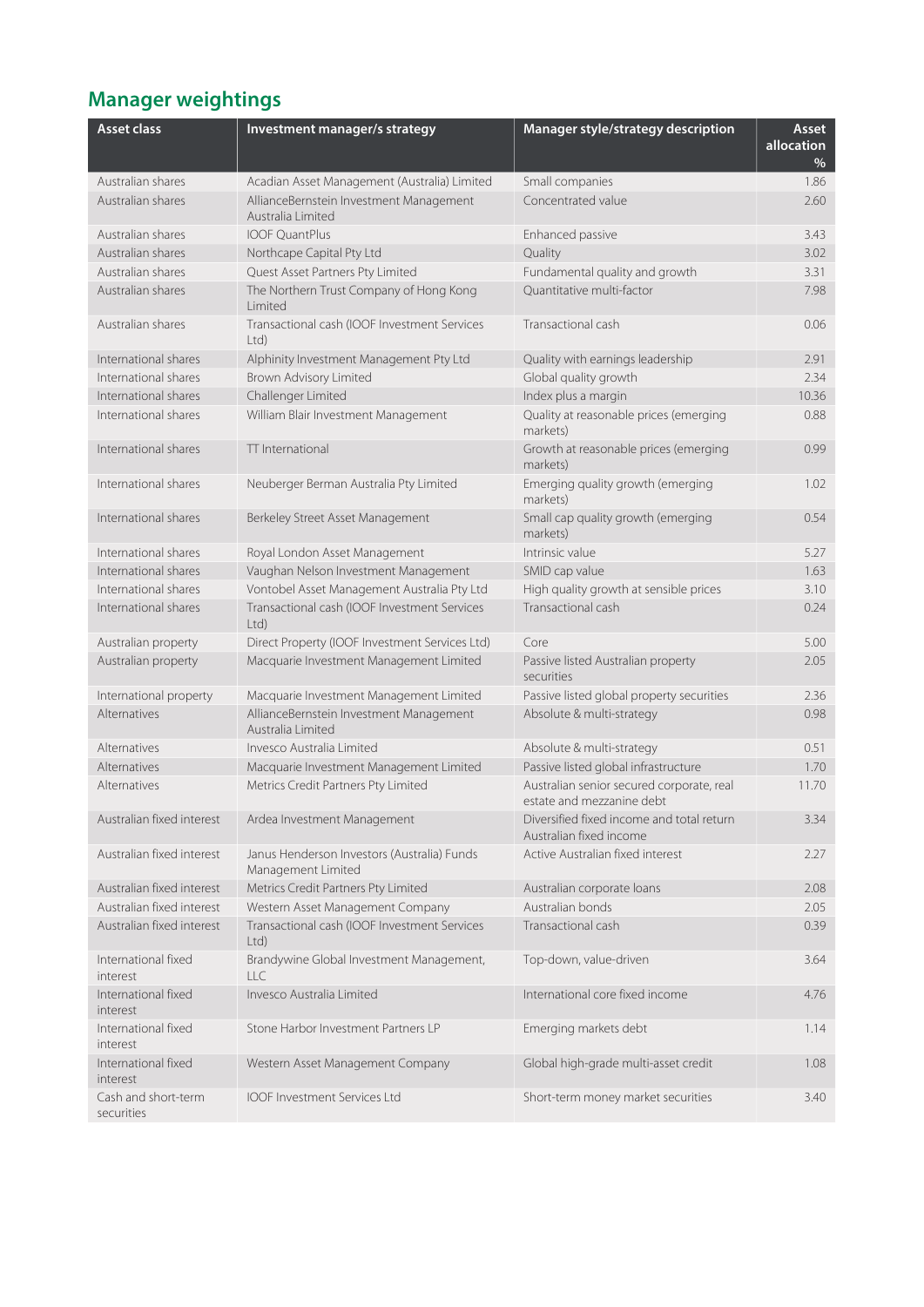## Manager weightings

| Asset class | Investment manager/s strategy | Manager style/strategy description | Asset allocation % |
|---|---|---|---|
| Australian shares | Acadian Asset Management (Australia) Limited | Small companies | 1.86 |
| Australian shares | AllianceBernstein Investment Management Australia Limited | Concentrated value | 2.60 |
| Australian shares | IOOF QuantPlus | Enhanced passive | 3.43 |
| Australian shares | Northcape Capital Pty Ltd | Quality | 3.02 |
| Australian shares | Quest Asset Partners Pty Limited | Fundamental quality and growth | 3.31 |
| Australian shares | The Northern Trust Company of Hong Kong Limited | Quantitative multi-factor | 7.98 |
| Australian shares | Transactional cash (IOOF Investment Services Ltd) | Transactional cash | 0.06 |
| International shares | Alphinity Investment Management Pty Ltd | Quality with earnings leadership | 2.91 |
| International shares | Brown Advisory Limited | Global quality growth | 2.34 |
| International shares | Challenger Limited | Index plus a margin | 10.36 |
| International shares | William Blair Investment Management | Quality at reasonable prices (emerging markets) | 0.88 |
| International shares | TT International | Growth at reasonable prices (emerging markets) | 0.99 |
| International shares | Neuberger Berman Australia Pty Limited | Emerging quality growth (emerging markets) | 1.02 |
| International shares | Berkeley Street Asset Management | Small cap quality growth (emerging markets) | 0.54 |
| International shares | Royal London Asset Management | Intrinsic value | 5.27 |
| International shares | Vaughan Nelson Investment Management | SMID cap value | 1.63 |
| International shares | Vontobel Asset Management Australia Pty Ltd | High quality growth at sensible prices | 3.10 |
| International shares | Transactional cash (IOOF Investment Services Ltd) | Transactional cash | 0.24 |
| Australian property | Direct Property (IOOF Investment Services Ltd) | Core | 5.00 |
| Australian property | Macquarie Investment Management Limited | Passive listed Australian property securities | 2.05 |
| International property | Macquarie Investment Management Limited | Passive listed global property securities | 2.36 |
| Alternatives | AllianceBernstein Investment Management Australia Limited | Absolute & multi-strategy | 0.98 |
| Alternatives | Invesco Australia Limited | Absolute & multi-strategy | 0.51 |
| Alternatives | Macquarie Investment Management Limited | Passive listed global infrastructure | 1.70 |
| Alternatives | Metrics Credit Partners Pty Limited | Australian senior secured corporate, real estate and mezzanine debt | 11.70 |
| Australian fixed interest | Ardea Investment Management | Diversified fixed income and total return Australian fixed income | 3.34 |
| Australian fixed interest | Janus Henderson Investors (Australia) Funds Management Limited | Active Australian fixed interest | 2.27 |
| Australian fixed interest | Metrics Credit Partners Pty Limited | Australian corporate loans | 2.08 |
| Australian fixed interest | Western Asset Management Company | Australian bonds | 2.05 |
| Australian fixed interest | Transactional cash (IOOF Investment Services Ltd) | Transactional cash | 0.39 |
| International fixed interest | Brandywine Global Investment Management, LLC | Top-down, value-driven | 3.64 |
| International fixed interest | Invesco Australia Limited | International core fixed income | 4.76 |
| International fixed interest | Stone Harbor Investment Partners LP | Emerging markets debt | 1.14 |
| International fixed interest | Western Asset Management Company | Global high-grade multi-asset credit | 1.08 |
| Cash and short-term securities | IOOF Investment Services Ltd | Short-term money market securities | 3.40 |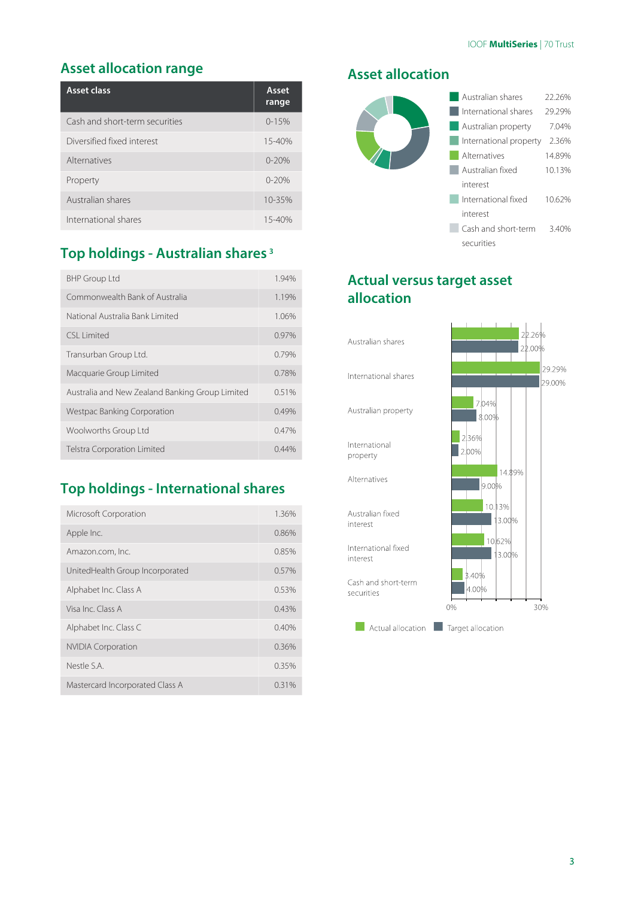## Asset allocation range

| Asset class | Asset range |
|---|---|
| Cash and short-term securities | 0-15% |
| Diversified fixed interest | 15-40% |
| Alternatives | 0-20% |
| Property | 0-20% |
| Australian shares | 10-35% |
| International shares | 15-40% |

## Top holdings - Australian shares [3]

| | |
|---|---|
| BHP Group Ltd | 1.94% |
| Commonwealth Bank of Australia | 1.19% |
| National Australia Bank Limited | 1.06% |
| CSL Limited | 0.97% |
| Transurban Group Ltd. | 0.79% |
| Macquarie Group Limited | 0.78% |
| Australia and New Zealand Banking Group Limited | 0.51% |
| Westpac Banking Corporation | 0.49% |
| Woolworths Group Ltd | 0.47% |
| Telstra Corporation Limited | 0.44% |

## Top holdings - International shares

| | |
|---|---|
| Microsoft Corporation | 1.36% |
| Apple Inc. | 0.86% |
| Amazon.com, Inc. | 0.85% |
| UnitedHealth Group Incorporated | 0.57% |
| Alphabet Inc. Class A | 0.53% |
| Visa Inc. Class A | 0.43% |
| Alphabet Inc. Class C | 0.40% |
| NVIDIA Corporation | 0.36% |
| Nestle S.A. | 0.35% |
| Mastercard Incorporated Class A | 0.31% |

## Asset allocation

| | |
|---|---|
| Australian shares | 22.26% |
| International shares | 29.29% |
| Australian property | 7.04% |
| International property | 2.36% |
| Alternatives | 14.89% |
| Australian fixed interest | 10.13% |
| International fixed interest | 10.62% |
| Cash and short-term securities | 3.40% |

## Actual versus target asset allocation

| | Actual allocation | Target allocation |
|---|---|---|
| Australian shares | 22.26% | 22.00% |
| International shares | 29.29% | 29.00% |
| Australian property | 7.04% | 8.00% |
| International property | 2.36% | 2.00% |
| Alternatives | 14.89% | 9.00% |
| Australian fixed interest | 10.13% | 13.00% |
| International fixed interest | 10.62% | 13.00% |
| Cash and short-term securities | 3.40% | 4.00% |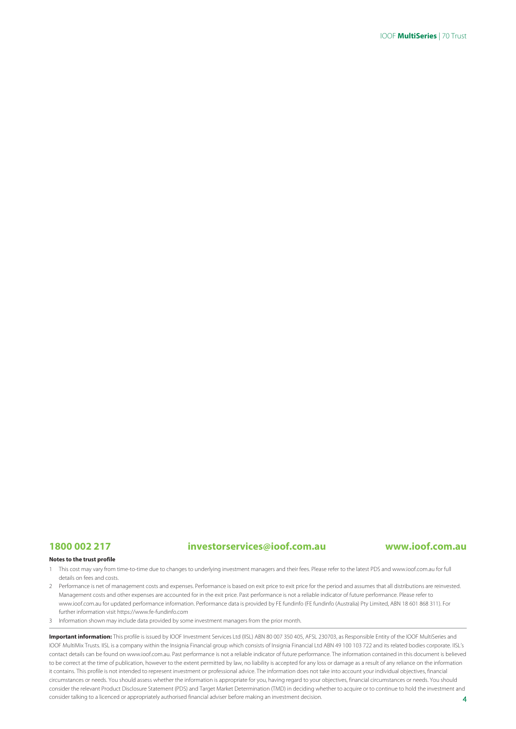**1800 002 217** **investorservices@ioof.com.au** **www.ioof.com.au**

**Notes to the trust profile**

1. This cost may vary from time-to-time due to changes to underlying investment managers and their fees. Please refer to the latest PDS and www.ioof.com.au for full details on fees and costs.
2. Performance is net of management costs and expenses. Performance is based on exit price to exit price for the period and assumes that all distributions are reinvested. Management costs and other expenses are accounted for in the exit price. Past performance is not a reliable indicator of future performance. Please refer to www.ioof.com.au for updated performance information. Performance data is provided by FE fundinfo (FE fundinfo (Australia) Pty Limited, ABN 18 601 868 311). For further information visit https://www.fe-fundinfo.com
3. Information shown may include data provided by some investment managers from the prior month.

**Important information:** This profile is issued by IOOF Investment Services Ltd (IISL) ABN 80 007 350 405, AFSL 230703, as Responsible Entity of the IOOF MultiSeries and IOOF MultiMix Trusts. IISL is a company within the Insignia Financial group which consists of Insignia Financial Ltd ABN 49 100 103 722 and its related bodies corporate. IISL's contact details can be found on www.ioof.com.au. Past performance is not a reliable indicator of future performance. The information contained in this document is believed to be correct at the time of publication, however to the extent permitted by law, no liability is accepted for any loss or damage as a result of any reliance on the information it contains. This profile is not intended to represent investment or professional advice. The information does not take into account your individual objectives, financial circumstances or needs. You should assess whether the information is appropriate for you, having regard to your objectives, financial circumstances or needs. You should consider the relevant Product Disclosure Statement (PDS) and Target Market Determination (TMD) in deciding whether to acquire or to continue to hold the investment and consider talking to a licenced or appropriately authorised financial adviser before making an investment decision.